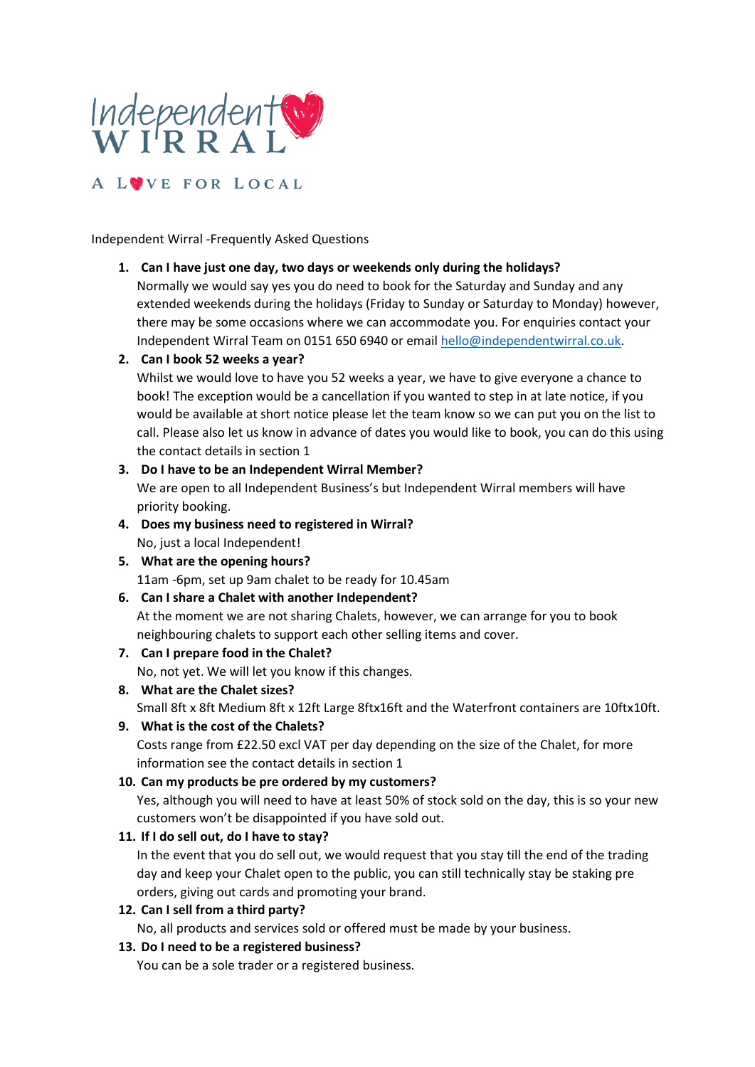Independent WIRRAL

A LOVE FOR LOCAL

Independent Wirral -Frequently Asked Questions

1. **Can I have just one day, two days or weekends only during the holidays?**
   Normally we would say yes you do need to book for the Saturday and Sunday and any extended weekends during the holidays (Friday to Sunday or Saturday to Monday) however, there may be some occasions where we can accommodate you. For enquiries contact your Independent Wirral Team on 0151 650 6940 or email [hello@independentwirral.co.uk](mailto:hello@independentwirral.co.uk).
2. **Can I book 52 weeks a year?**
   Whilst we would love to have you 52 weeks a year, we have to give everyone a chance to book! The exception would be a cancellation if you wanted to step in at late notice, if you would be available at short notice please let the team know so we can put you on the list to call. Please also let us know in advance of dates you would like to book, you can do this using the contact details in section 1
3. **Do I have to be an Independent Wirral Member?**
   We are open to all Independent Business's but Independent Wirral members will have priority booking.
4. **Does my business need to registered in Wirral?**
   No, just a local Independent!
5. **What are the opening hours?**
   11am -6pm, set up 9am chalet to be ready for 10.45am
6. **Can I share a Chalet with another Independent?**
   At the moment we are not sharing Chalets, however, we can arrange for you to book neighbouring chalets to support each other selling items and cover.
7. **Can I prepare food in the Chalet?**
   No, not yet. We will let you know if this changes.
8. **What are the Chalet sizes?**
   Small 8ft x 8ft Medium 8ft x 12ft Large 8ftx16ft and the Waterfront containers are 10ftx10ft.
9. **What is the cost of the Chalets?**
   Costs range from £22.50 excl VAT per day depending on the size of the Chalet, for more information see the contact details in section 1
10. **Can my products be pre ordered by my customers?**
    Yes, although you will need to have at least 50% of stock sold on the day, this is so your new customers won't be disappointed if you have sold out.
11. **If I do sell out, do I have to stay?**
    In the event that you do sell out, we would request that you stay till the end of the trading day and keep your Chalet open to the public, you can still technically stay be staking pre orders, giving out cards and promoting your brand.
12. **Can I sell from a third party?**
    No, all products and services sold or offered must be made by your business.
13. **Do I need to be a registered business?**
    You can be a sole trader or a registered business.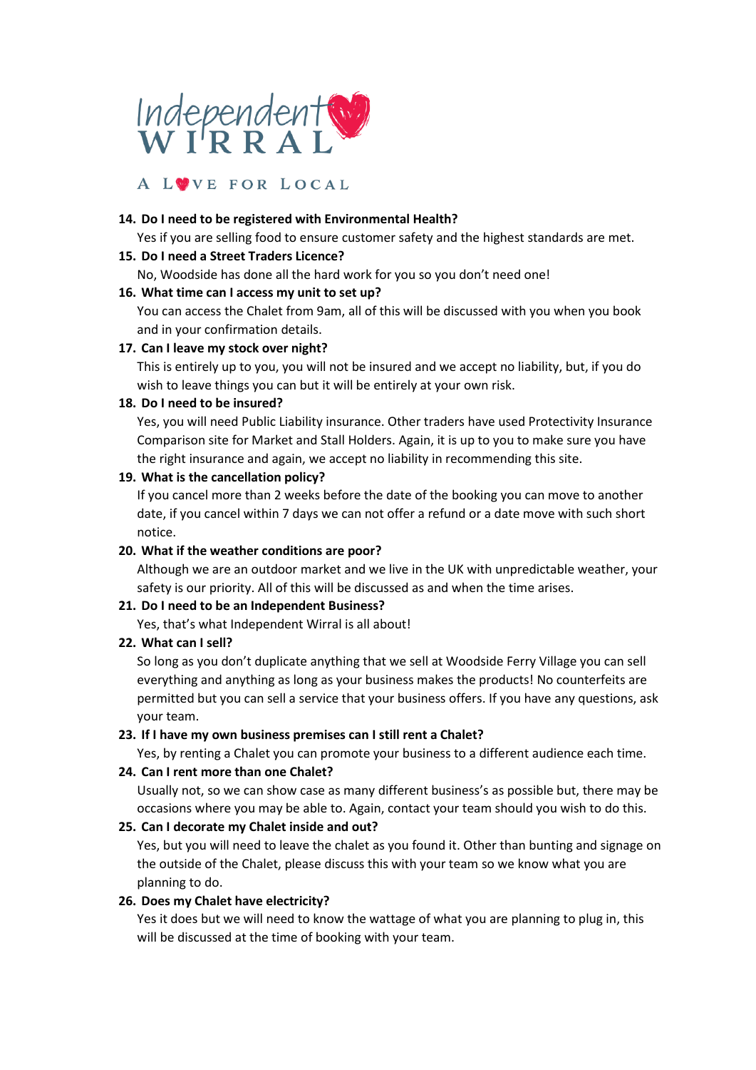14. **Do I need to be registered with Environmental Health?**
    Yes if you are selling food to ensure customer safety and the highest standards are met.
15. **Do I need a Street Traders Licence?**
    No, Woodside has done all the hard work for you so you don't need one!
16. **What time can I access my unit to set up?**
    You can access the Chalet from 9am, all of this will be discussed with you when you book and in your confirmation details.
17. **Can I leave my stock over night?**
    This is entirely up to you, you will not be insured and we accept no liability, but, if you do wish to leave things you can but it will be entirely at your own risk.
18. **Do I need to be insured?**
    Yes, you will need Public Liability insurance. Other traders have used Protectivity Insurance Comparison site for Market and Stall Holders. Again, it is up to you to make sure you have the right insurance and again, we accept no liability in recommending this site.
19. **What is the cancellation policy?**
    If you cancel more than 2 weeks before the date of the booking you can move to another date, if you cancel within 7 days we can not offer a refund or a date move with such short notice.
20. **What if the weather conditions are poor?**
    Although we are an outdoor market and we live in the UK with unpredictable weather, your safety is our priority. All of this will be discussed as and when the time arises.
21. **Do I need to be an Independent Business?**
    Yes, that's what Independent Wirral is all about!
22. **What can I sell?**
    So long as you don't duplicate anything that we sell at Woodside Ferry Village you can sell everything and anything as long as your business makes the products! No counterfeits are permitted but you can sell a service that your business offers. If you have any questions, ask your team.
23. **If I have my own business premises can I still rent a Chalet?**
    Yes, by renting a Chalet you can promote your business to a different audience each time.
24. **Can I rent more than one Chalet?**
    Usually not, so we can show case as many different business's as possible but, there may be occasions where you may be able to. Again, contact your team should you wish to do this.
25. **Can I decorate my Chalet inside and out?**
    Yes, but you will need to leave the chalet as you found it. Other than bunting and signage on the outside of the Chalet, please discuss this with your team so we know what you are planning to do.
26. **Does my Chalet have electricity?**
    Yes it does but we will need to know the wattage of what you are planning to plug in, this will be discussed at the time of booking with your team.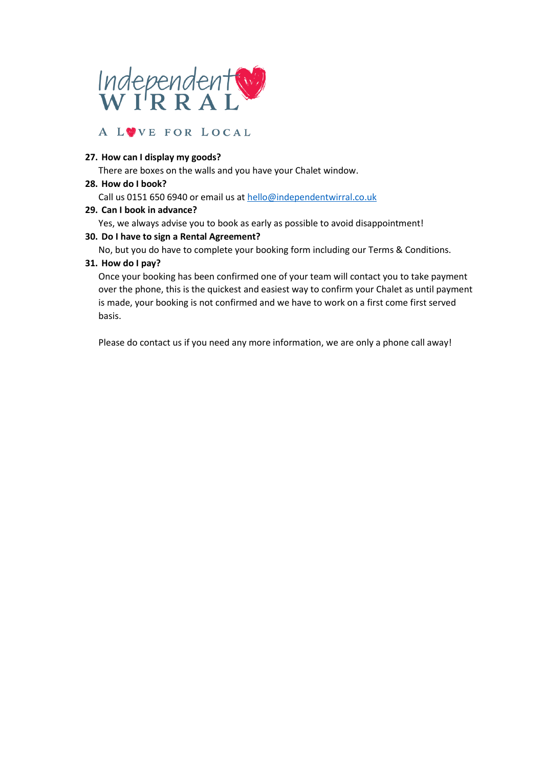27. **How can I display my goods?**
    There are boxes on the walls and you have your Chalet window.
28. **How do I book?**
    Call us 0151 650 6940 or email us at [hello@independentwirral.co.uk](mailto:hello@independentwirral.co.uk)
29. **Can I book in advance?**
    Yes, we always advise you to book as early as possible to avoid disappointment!
30. **Do I have to sign a Rental Agreement?**
    No, but you do have to complete your booking form including our Terms & Conditions.
31. **How do I pay?**
    Once your booking has been confirmed one of your team will contact you to take payment over the phone, this is the quickest and easiest way to confirm your Chalet as until payment is made, your booking is not confirmed and we have to work on a first come first served basis.

    Please do contact us if you need any more information, we are only a phone call away!